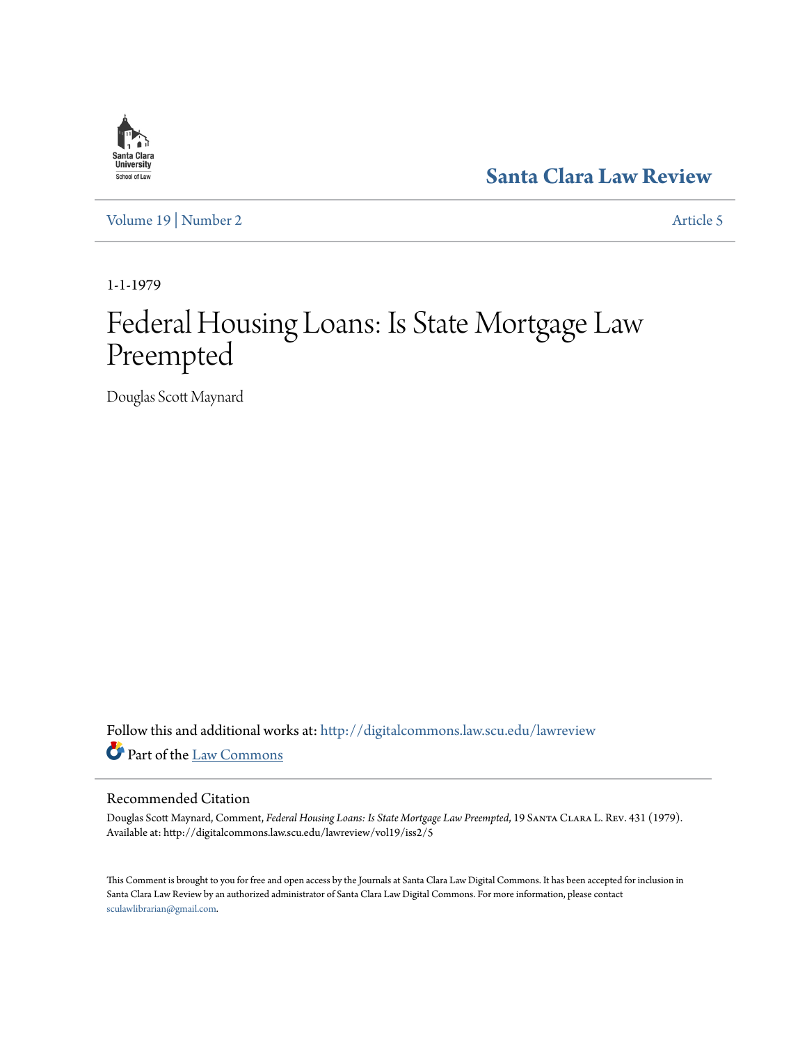Santa Clara University School of Law

# Santa Clara Law Review

Volume 19 | Number 2 Article 5

1-1-1979

# Federal Housing Loans: Is State Mortgage Law Preempted

Douglas Scott Maynard

Follow this and additional works at: http://digitalcommons.law.scu.edu/lawreview

Part of the Law Commons

## Recommended Citation

Douglas Scott Maynard, Comment, *Federal Housing Loans: Is State Mortgage Law Preempted*, 19 Santa Clara L. Rev. 431 (1979).
Available at: http://digitalcommons.law.scu.edu/lawreview/vol19/iss2/5

This Comment is brought to you for free and open access by the Journals at Santa Clara Law Digital Commons. It has been accepted for inclusion in Santa Clara Law Review by an authorized administrator of Santa Clara Law Digital Commons. For more information, please contact sculawlibrarian@gmail.com.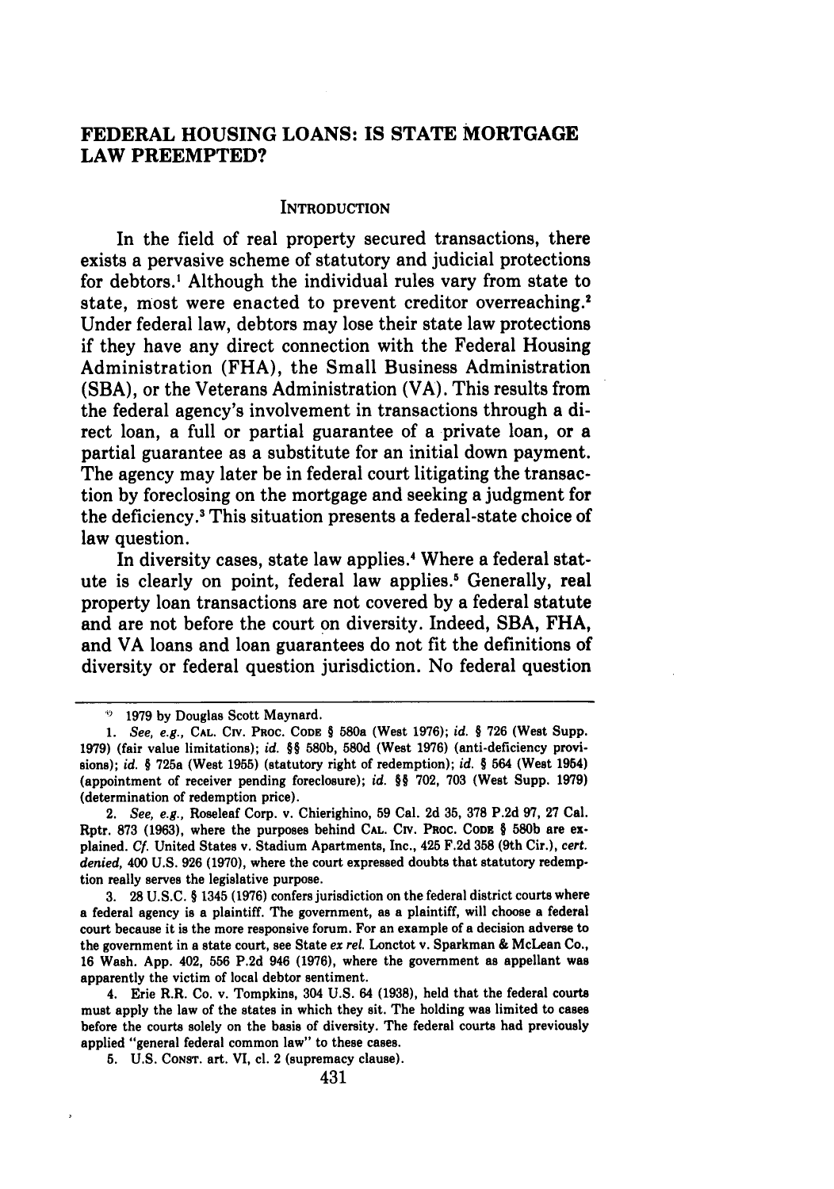# FEDERAL HOUSING LOANS: IS STATE MORTGAGE LAW PREEMPTED?

## INTRODUCTION

In the field of real property secured transactions, there exists a pervasive scheme of statutory and judicial protections for debtors.[1] Although the individual rules vary from state to state, most were enacted to prevent creditor overreaching.[2] Under federal law, debtors may lose their state law protections if they have any direct connection with the Federal Housing Administration (FHA), the Small Business Administration (SBA), or the Veterans Administration (VA). This results from the federal agency's involvement in transactions through a direct loan, a full or partial guarantee of a private loan, or a partial guarantee as a substitute for an initial down payment. The agency may later be in federal court litigating the transaction by foreclosing on the mortgage and seeking a judgment for the deficiency.[3] This situation presents a federal-state choice of law question.

In diversity cases, state law applies.[4] Where a federal statute is clearly on point, federal law applies.[5] Generally, real property loan transactions are not covered by a federal statute and are not before the court on diversity. Indeed, SBA, FHA, and VA loans and loan guarantees do not fit the definitions of diversity or federal question jurisdiction. No federal question

---

© 1979 by Douglas Scott Maynard.

1. *See, e.g.*, CAL. CIV. PROC. CODE § 580a (West 1976); *id.* § 726 (West Supp. 1979) (fair value limitations); *id.* §§ 580b, 580d (West 1976) (anti-deficiency provisions); *id.* § 725a (West 1955) (statutory right of redemption); *id.* § 564 (West 1954) (appointment of receiver pending foreclosure); *id.* §§ 702, 703 (West Supp. 1979) (determination of redemption price).

2. *See, e.g.*, Roseleaf Corp. v. Chierighino, 59 Cal. 2d 35, 378 P.2d 97, 27 Cal. Rptr. 873 (1963), where the purposes behind CAL. CIV. PROC. CODE § 580b are explained. *Cf.* United States v. Stadium Apartments, Inc., 425 F.2d 358 (9th Cir.), *cert. denied*, 400 U.S. 926 (1970), where the court expressed doubts that statutory redemption really serves the legislative purpose.

3. 28 U.S.C. § 1345 (1976) confers jurisdiction on the federal district courts where a federal agency is a plaintiff. The government, as a plaintiff, will choose a federal court because it is the more responsive forum. For an example of a decision adverse to the government in a state court, see State *ex rel.* Lonctot v. Sparkman & McLean Co., 16 Wash. App. 402, 556 P.2d 946 (1976), where the government as appellant was apparently the victim of local debtor sentiment.

4. Erie R.R. Co. v. Tompkins, 304 U.S. 64 (1938), held that the federal courts must apply the law of the states in which they sit. The holding was limited to cases before the courts solely on the basis of diversity. The federal courts had previously applied "general federal common law" to these cases.

5. U.S. CONST. art. VI, cl. 2 (supremacy clause).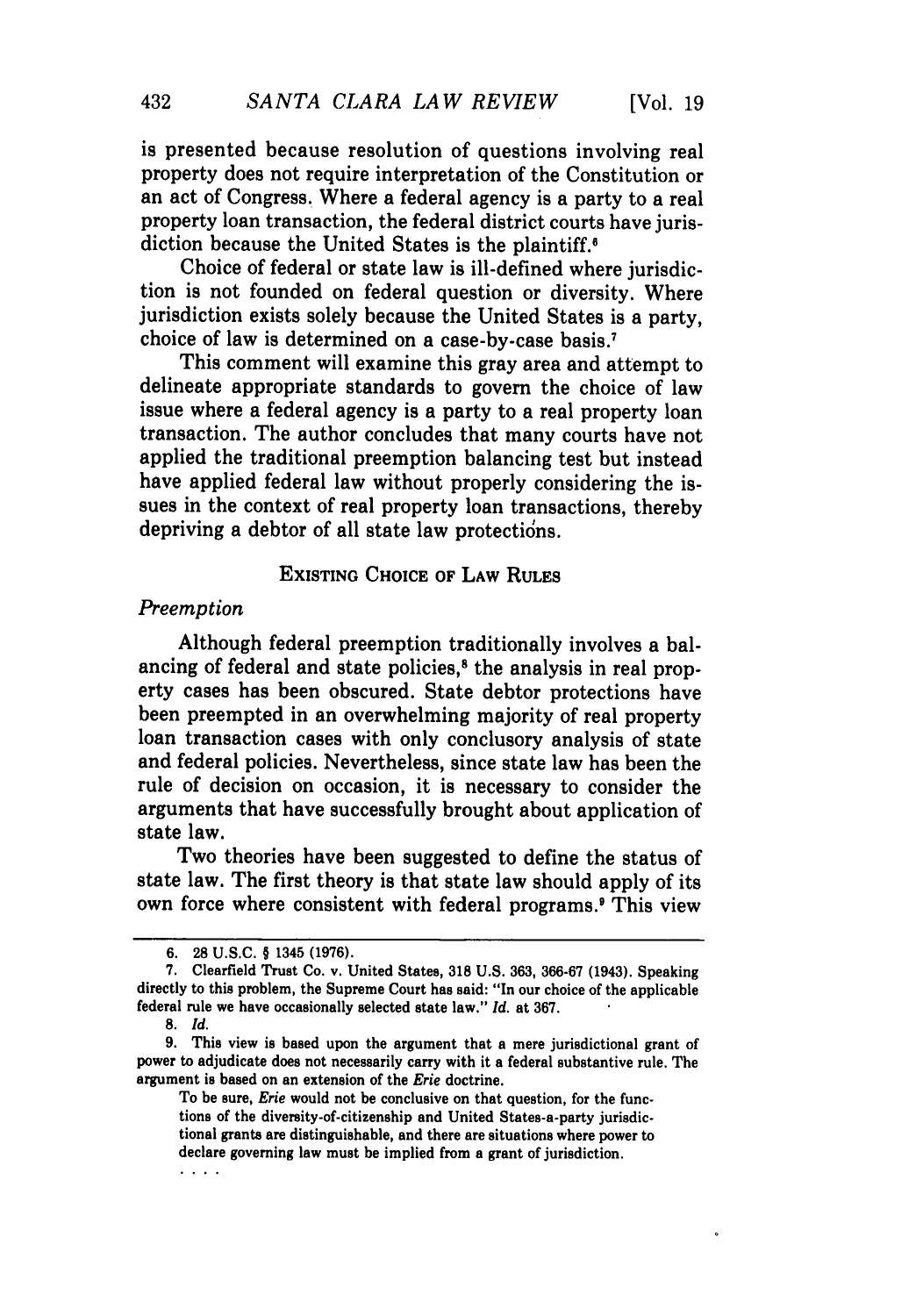is presented because resolution of questions involving real property does not require interpretation of the Constitution or an act of Congress. Where a federal agency is a party to a real property loan transaction, the federal district courts have jurisdiction because the United States is the plaintiff.[6]

Choice of federal or state law is ill-defined where jurisdiction is not founded on federal question or diversity. Where jurisdiction exists solely because the United States is a party, choice of law is determined on a case-by-case basis.[7]

This comment will examine this gray area and attempt to delineate appropriate standards to govern the choice of law issue where a federal agency is a party to a real property loan transaction. The author concludes that many courts have not applied the traditional preemption balancing test but instead have applied federal law without properly considering the issues in the context of real property loan transactions, thereby depriving a debtor of all state law protections.

## EXISTING CHOICE OF LAW RULES

### *Preemption*

Although federal preemption traditionally involves a balancing of federal and state policies,[8] the analysis in real property cases has been obscured. State debtor protections have been preempted in an overwhelming majority of real property loan transaction cases with only conclusory analysis of state and federal policies. Nevertheless, since state law has been the rule of decision on occasion, it is necessary to consider the arguments that have successfully brought about application of state law.

Two theories have been suggested to define the status of state law. The first theory is that state law should apply of its own force where consistent with federal programs.[9] This view

---

6. 28 U.S.C. § 1345 (1976).

7. Clearfield Trust Co. v. United States, 318 U.S. 363, 366-67 (1943). Speaking directly to this problem, the Supreme Court has said: "In our choice of the applicable federal rule we have occasionally selected state law." *Id.* at 367.

8. *Id.*

9. This view is based upon the argument that a mere jurisdictional grant of power to adjudicate does not necessarily carry with it a federal substantive rule. The argument is based on an extension of the *Erie* doctrine.

> To be sure, *Erie* would not be conclusive on that question, for the functions of the diversity-of-citizenship and United States-a-party jurisdictional grants are distinguishable, and there are situations where power to declare governing law must be implied from a grant of jurisdiction.
>
> . . . .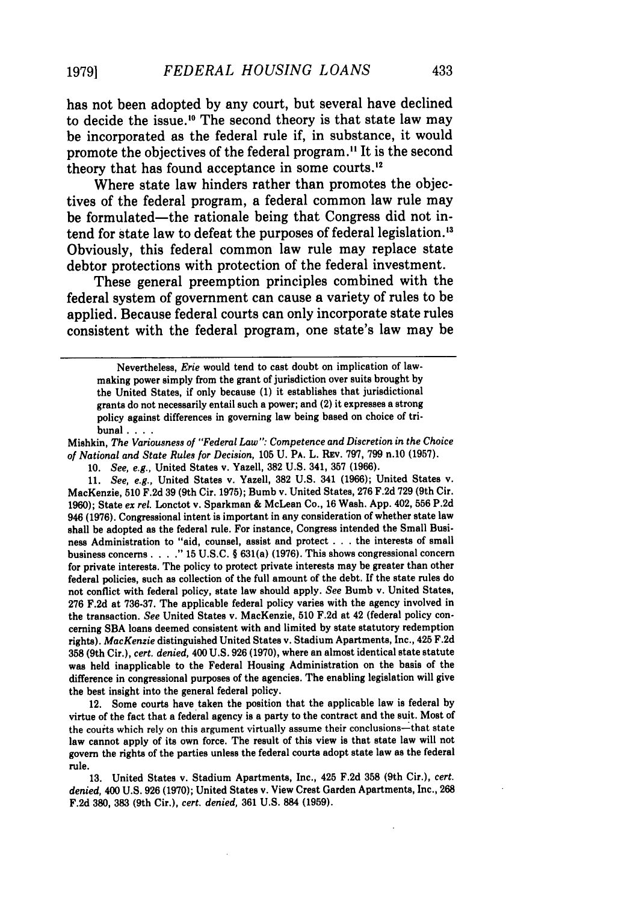has not been adopted by any court, but several have declined to decide the issue.[10] The second theory is that state law may be incorporated as the federal rule if, in substance, it would promote the objectives of the federal program.[11] It is the second theory that has found acceptance in some courts.[12]

Where state law hinders rather than promotes the objectives of the federal program, a federal common law rule may be formulated—the rationale being that Congress did not intend for state law to defeat the purposes of federal legislation.[13] Obviously, this federal common law rule may replace state debtor protections with protection of the federal investment.

These general preemption principles combined with the federal system of government can cause a variety of rules to be applied. Because federal courts can only incorporate state rules consistent with the federal program, one state's law may be

---

> Nevertheless, *Erie* would tend to cast doubt on implication of lawmaking power simply from the grant of jurisdiction over suits brought by the United States, if only because (1) it establishes that jurisdictional grants do not necessarily entail such a power; and (2) it expresses a strong policy against differences in governing law being based on choice of tribunal . . . .

Mishkin, *The Variousness of "Federal Law": Competence and Discretion in the Choice of National and State Rules for Decision*, 105 U. PA. L. REV. 797, 799 n.10 (1957).

10. *See, e.g.*, United States v. Yazell, 382 U.S. 341, 357 (1966).

11. *See, e.g.*, United States v. Yazell, 382 U.S. 341 (1966); United States v. MacKenzie, 510 F.2d 39 (9th Cir. 1975); Bumb v. United States, 276 F.2d 729 (9th Cir. 1960); State *ex rel.* Lonctot v. Sparkman & McLean Co., 16 Wash. App. 402, 556 P.2d 946 (1976). Congressional intent is important in any consideration of whether state law shall be adopted as the federal rule. For instance, Congress intended the Small Business Administration to "aid, counsel, assist and protect . . . the interests of small business concerns . . . ." 15 U.S.C. § 631(a) (1976). This shows congressional concern for private interests. The policy to protect private interests may be greater than other federal policies, such as collection of the full amount of the debt. If the state rules do not conflict with federal policy, state law should apply. *See* Bumb v. United States, 276 F.2d at 736-37. The applicable federal policy varies with the agency involved in the transaction. *See* United States v. MacKenzie, 510 F.2d at 42 (federal policy concerning SBA loans deemed consistent with and limited by state statutory redemption rights). *MacKenzie* distinguished United States v. Stadium Apartments, Inc., 425 F.2d 358 (9th Cir.), *cert. denied*, 400 U.S. 926 (1970), where an almost identical state statute was held inapplicable to the Federal Housing Administration on the basis of the difference in congressional purposes of the agencies. The enabling legislation will give the best insight into the general federal policy.

12. Some courts have taken the position that the applicable law is federal by virtue of the fact that a federal agency is a party to the contract and the suit. Most of the courts which rely on this argument virtually assume their conclusions—that state law cannot apply of its own force. The result of this view is that state law will not govern the rights of the parties unless the federal courts adopt state law as the federal rule.

13. United States v. Stadium Apartments, Inc., 425 F.2d 358 (9th Cir.), *cert. denied*, 400 U.S. 926 (1970); United States v. View Crest Garden Apartments, Inc., 268 F.2d 380, 383 (9th Cir.), *cert. denied*, 361 U.S. 884 (1959).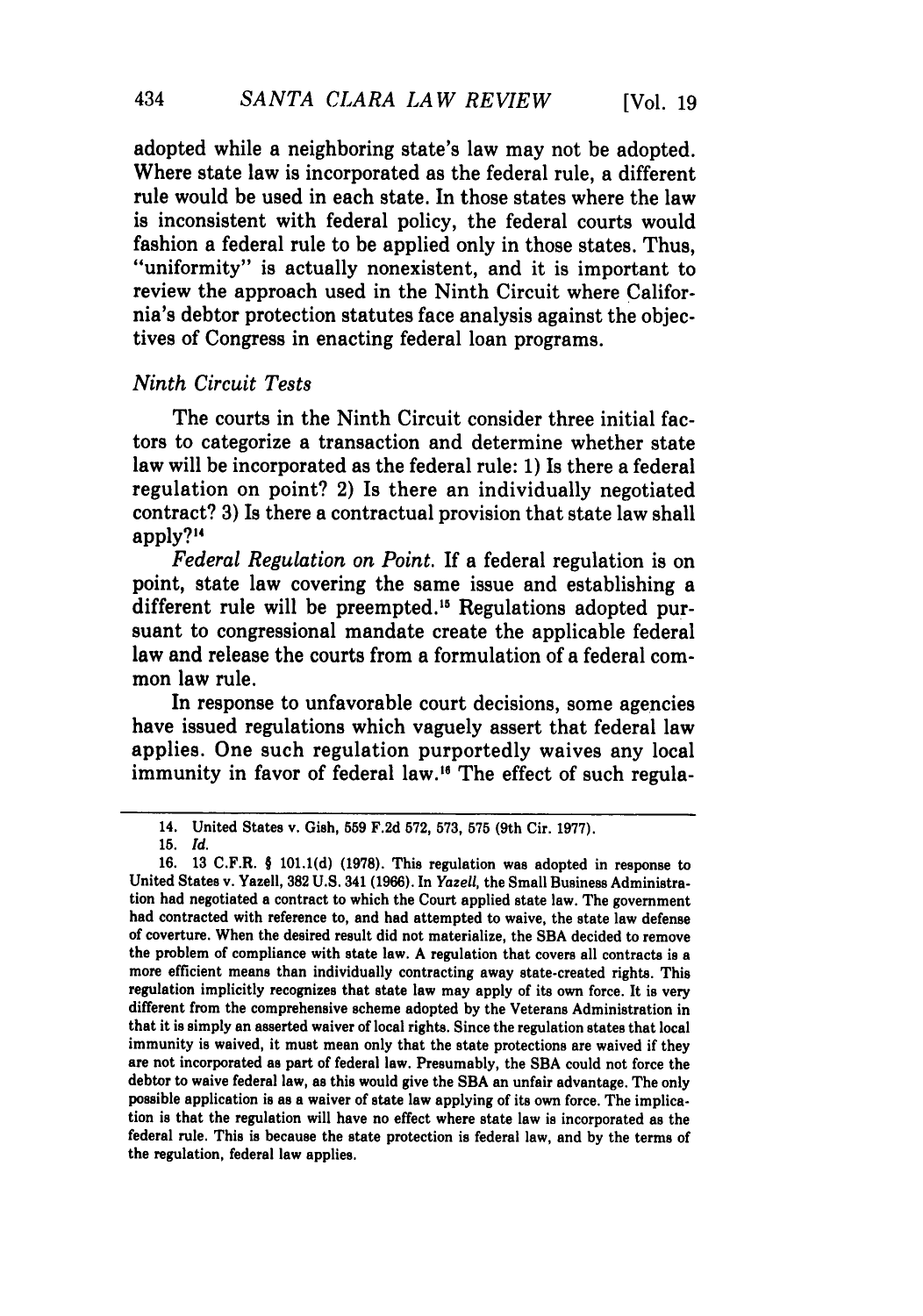adopted while a neighboring state's law may not be adopted. Where state law is incorporated as the federal rule, a different rule would be used in each state. In those states where the law is inconsistent with federal policy, the federal courts would fashion a federal rule to be applied only in those states. Thus, "uniformity" is actually nonexistent, and it is important to review the approach used in the Ninth Circuit where California's debtor protection statutes face analysis against the objectives of Congress in enacting federal loan programs.

### *Ninth Circuit Tests*

The courts in the Ninth Circuit consider three initial factors to categorize a transaction and determine whether state law will be incorporated as the federal rule: 1) Is there a federal regulation on point? 2) Is there an individually negotiated contract? 3) Is there a contractual provision that state law shall apply?[14]

*Federal Regulation on Point.* If a federal regulation is on point, state law covering the same issue and establishing a different rule will be preempted.[15] Regulations adopted pursuant to congressional mandate create the applicable federal law and release the courts from a formulation of a federal common law rule.

In response to unfavorable court decisions, some agencies have issued regulations which vaguely assert that federal law applies. One such regulation purportedly waives any local immunity in favor of federal law.[16] The effect of such regula-

---

14. United States v. Gish, 559 F.2d 572, 573, 575 (9th Cir. 1977).

15. *Id.*

16. 13 C.F.R. § 101.1(d) (1978). This regulation was adopted in response to United States v. Yazell, 382 U.S. 341 (1966). In *Yazell*, the Small Business Administration had negotiated a contract to which the Court applied state law. The government had contracted with reference to, and had attempted to waive, the state law defense of coverture. When the desired result did not materialize, the SBA decided to remove the problem of compliance with state law. A regulation that covers all contracts is a more efficient means than individually contracting away state-created rights. This regulation implicitly recognizes that state law may apply of its own force. It is very different from the comprehensive scheme adopted by the Veterans Administration in that it is simply an asserted waiver of local rights. Since the regulation states that local immunity is waived, it must mean only that the state protections are waived if they are not incorporated as part of federal law. Presumably, the SBA could not force the debtor to waive federal law, as this would give the SBA an unfair advantage. The only possible application is as a waiver of state law applying of its own force. The implication is that the regulation will have no effect where state law is incorporated as the federal rule. This is because the state protection is federal law, and by the terms of the regulation, federal law applies.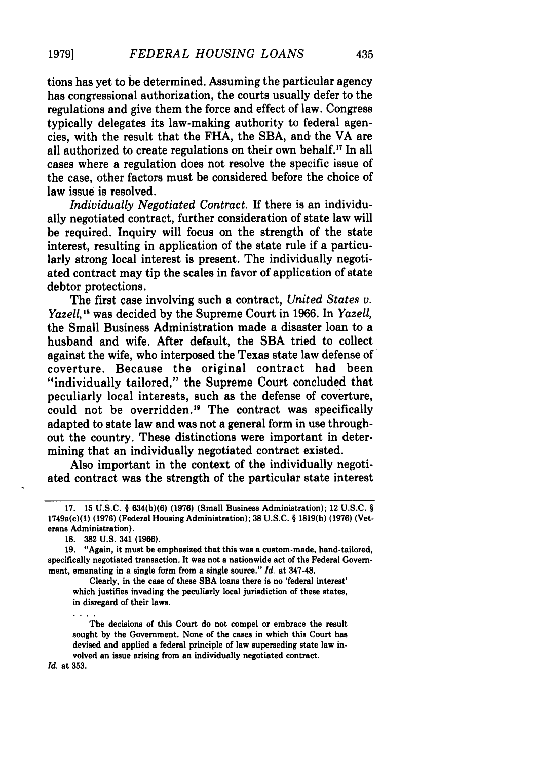tions has yet to be determined. Assuming the particular agency has congressional authorization, the courts usually defer to the regulations and give them the force and effect of law. Congress typically delegates its law-making authority to federal agencies, with the result that the FHA, the SBA, and the VA are all authorized to create regulations on their own behalf.[17] In all cases where a regulation does not resolve the specific issue of the case, other factors must be considered before the choice of law issue is resolved.

*Individually Negotiated Contract.* If there is an individually negotiated contract, further consideration of state law will be required. Inquiry will focus on the strength of the state interest, resulting in application of the state rule if a particularly strong local interest is present. The individually negotiated contract may tip the scales in favor of application of state debtor protections.

The first case involving such a contract, *United States v. Yazell*,[18] was decided by the Supreme Court in 1966. In *Yazell*, the Small Business Administration made a disaster loan to a husband and wife. After default, the SBA tried to collect against the wife, who interposed the Texas state law defense of coverture. Because the original contract had been "individually tailored," the Supreme Court concluded that peculiarly local interests, such as the defense of coverture, could not be overridden.[19] The contract was specifically adapted to state law and was not a general form in use throughout the country. These distinctions were important in determining that an individually negotiated contract existed.

Also important in the context of the individually negotiated contract was the strength of the particular state interest

---

17. 15 U.S.C. § 634(b)(6) (1976) (Small Business Administration); 12 U.S.C. § 1749a(c)(1) (1976) (Federal Housing Administration); 38 U.S.C. § 1819(h) (1976) (Veterans Administration).

18. 382 U.S. 341 (1966).

19. "Again, it must be emphasized that this was a custom-made, hand-tailored, specifically negotiated transaction. It was not a nationwide act of the Federal Government, emanating in a single form from a single source." *Id.* at 347-48.

> Clearly, in the case of these SBA loans there is no 'federal interest' which justifies invading the peculiarly local jurisdiction of these states, in disregard of their laws.
>
> . . . .
>
> The decisions of this Court do not compel or embrace the result sought by the Government. None of the cases in which this Court has devised and applied a federal principle of law superseding state law involved an issue arising from an individually negotiated contract.

*Id.* at 353.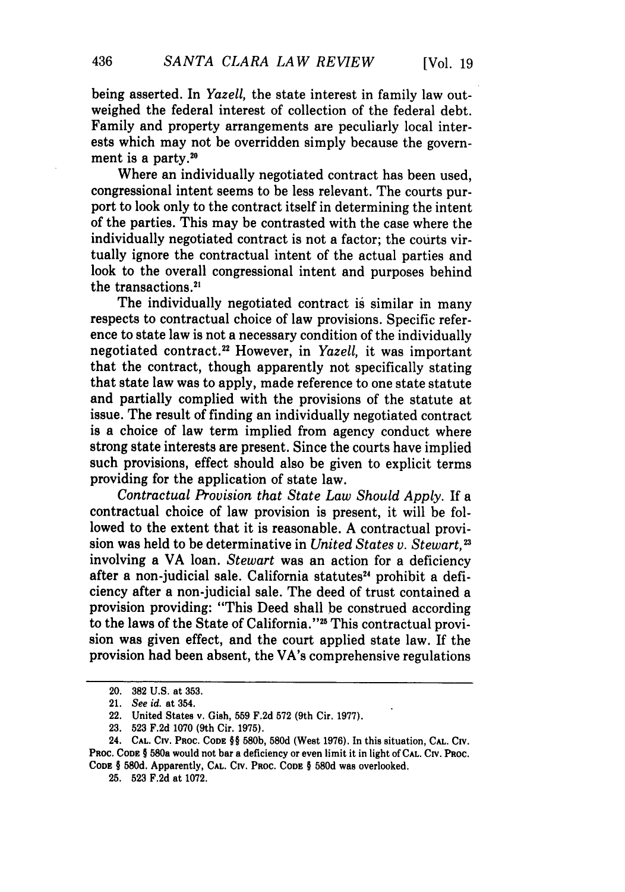being asserted. In *Yazell*, the state interest in family law outweighed the federal interest of collection of the federal debt. Family and property arrangements are peculiarly local interests which may not be overridden simply because the government is a party.[20]

Where an individually negotiated contract has been used, congressional intent seems to be less relevant. The courts purport to look only to the contract itself in determining the intent of the parties. This may be contrasted with the case where the individually negotiated contract is not a factor; the courts virtually ignore the contractual intent of the actual parties and look to the overall congressional intent and purposes behind the transactions.[21]

The individually negotiated contract is similar in many respects to contractual choice of law provisions. Specific reference to state law is not a necessary condition of the individually negotiated contract.[22] However, in *Yazell*, it was important that the contract, though apparently not specifically stating that state law was to apply, made reference to one state statute and partially complied with the provisions of the statute at issue. The result of finding an individually negotiated contract is a choice of law term implied from agency conduct where strong state interests are present. Since the courts have implied such provisions, effect should also be given to explicit terms providing for the application of state law.

*Contractual Provision that State Law Should Apply.* If a contractual choice of law provision is present, it will be followed to the extent that it is reasonable. A contractual provision was held to be determinative in *United States v. Stewart*,[23] involving a VA loan. *Stewart* was an action for a deficiency after a non-judicial sale. California statutes[24] prohibit a deficiency after a non-judicial sale. The deed of trust contained a provision providing: "This Deed shall be construed according to the laws of the State of California."[25] This contractual provision was given effect, and the court applied state law. If the provision had been absent, the VA's comprehensive regulations

---

20. 382 U.S. at 353.

21. *See id.* at 354.

22. United States v. Gish, 559 F.2d 572 (9th Cir. 1977).

23. 523 F.2d 1070 (9th Cir. 1975).

24. CAL. CIV. PROC. CODE §§ 580b, 580d (West 1976). In this situation, CAL. CIV. PROC. CODE § 580a would not bar a deficiency or even limit it in light of CAL. CIV. PROC. CODE § 580d. Apparently, CAL. CIV. PROC. CODE § 580d was overlooked.

25. 523 F.2d at 1072.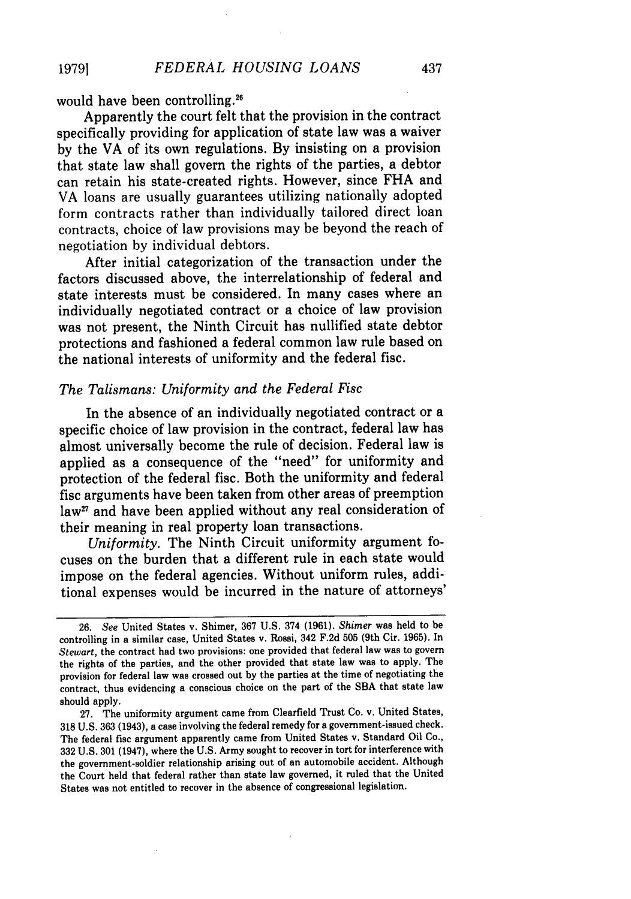would have been controlling.[26]

Apparently the court felt that the provision in the contract specifically providing for application of state law was a waiver by the VA of its own regulations. By insisting on a provision that state law shall govern the rights of the parties, a debtor can retain his state-created rights. However, since FHA and VA loans are usually guarantees utilizing nationally adopted form contracts rather than individually tailored direct loan contracts, choice of law provisions may be beyond the reach of negotiation by individual debtors.

After initial categorization of the transaction under the factors discussed above, the interrelationship of federal and state interests must be considered. In many cases where an individually negotiated contract or a choice of law provision was not present, the Ninth Circuit has nullified state debtor protections and fashioned a federal common law rule based on the national interests of uniformity and the federal fisc.

### *The Talismans: Uniformity and the Federal Fisc*

In the absence of an individually negotiated contract or a specific choice of law provision in the contract, federal law has almost universally become the rule of decision. Federal law is applied as a consequence of the "need" for uniformity and protection of the federal fisc. Both the uniformity and federal fisc arguments have been taken from other areas of preemption law[27] and have been applied without any real consideration of their meaning in real property loan transactions.

*Uniformity.* The Ninth Circuit uniformity argument focuses on the burden that a different rule in each state would impose on the federal agencies. Without uniform rules, additional expenses would be incurred in the nature of attorneys'

---

26. *See* United States v. Shimer, 367 U.S. 374 (1961). *Shimer* was held to be controlling in a similar case, United States v. Rossi, 342 F.2d 505 (9th Cir. 1965). In *Stewart*, the contract had two provisions: one provided that federal law was to govern the rights of the parties, and the other provided that state law was to apply. The provision for federal law was crossed out by the parties at the time of negotiating the contract, thus evidencing a conscious choice on the part of the SBA that state law should apply.

27. The uniformity argument came from Clearfield Trust Co. v. United States, 318 U.S. 363 (1943), a case involving the federal remedy for a government-issued check. The federal fisc argument apparently came from United States v. Standard Oil Co., 332 U.S. 301 (1947), where the U.S. Army sought to recover in tort for interference with the government-soldier relationship arising out of an automobile accident. Although the Court held that federal rather than state law governed, it ruled that the United States was not entitled to recover in the absence of congressional legislation.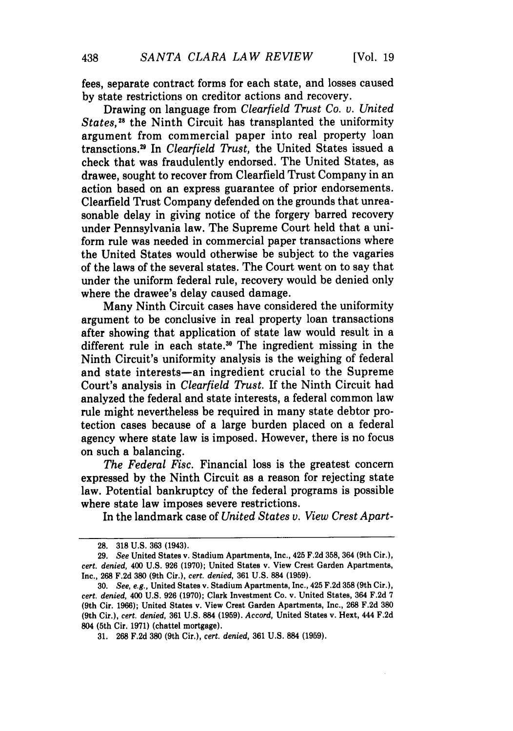fees, separate contract forms for each state, and losses caused by state restrictions on creditor actions and recovery.

Drawing on language from *Clearfield Trust Co. v. United States*,[28] the Ninth Circuit has transplanted the uniformity argument from commercial paper into real property loan transctions.[29] In *Clearfield Trust*, the United States issued a check that was fraudulently endorsed. The United States, as drawee, sought to recover from Clearfield Trust Company in an action based on an express guarantee of prior endorsements. Clearfield Trust Company defended on the grounds that unreasonable delay in giving notice of the forgery barred recovery under Pennsylvania law. The Supreme Court held that a uniform rule was needed in commercial paper transactions where the United States would otherwise be subject to the vagaries of the laws of the several states. The Court went on to say that under the uniform federal rule, recovery would be denied only where the drawee's delay caused damage.

Many Ninth Circuit cases have considered the uniformity argument to be conclusive in real property loan transactions after showing that application of state law would result in a different rule in each state.[30] The ingredient missing in the Ninth Circuit's uniformity analysis is the weighing of federal and state interests—an ingredient crucial to the Supreme Court's analysis in *Clearfield Trust*. If the Ninth Circuit had analyzed the federal and state interests, a federal common law rule might nevertheless be required in many state debtor protection cases because of a large burden placed on a federal agency where state law is imposed. However, there is no focus on such a balancing.

*The Federal Fisc.* Financial loss is the greatest concern expressed by the Ninth Circuit as a reason for rejecting state law. Potential bankruptcy of the federal programs is possible where state law imposes severe restrictions.

In the landmark case of *United States v. View Crest Apart-*

---

28. 318 U.S. 363 (1943).

29. *See* United States v. Stadium Apartments, Inc., 425 F.2d 358, 364 (9th Cir.), *cert. denied*, 400 U.S. 926 (1970); United States v. View Crest Garden Apartments, Inc., 268 F.2d 380 (9th Cir.), *cert. denied*, 361 U.S. 884 (1959).

30. *See, e.g.*, United States v. Stadium Apartments, Inc., 425 F.2d 358 (9th Cir.), *cert. denied*, 400 U.S. 926 (1970); Clark Investment Co. v. United States, 364 F.2d 7 (9th Cir. 1966); United States v. View Crest Garden Apartments, Inc., 268 F.2d 380 (9th Cir.), *cert. denied*, 361 U.S. 884 (1959). *Accord*, United States v. Hext, 444 F.2d 804 (5th Cir. 1971) (chattel mortgage).

31. 268 F.2d 380 (9th Cir.), *cert. denied*, 361 U.S. 884 (1959).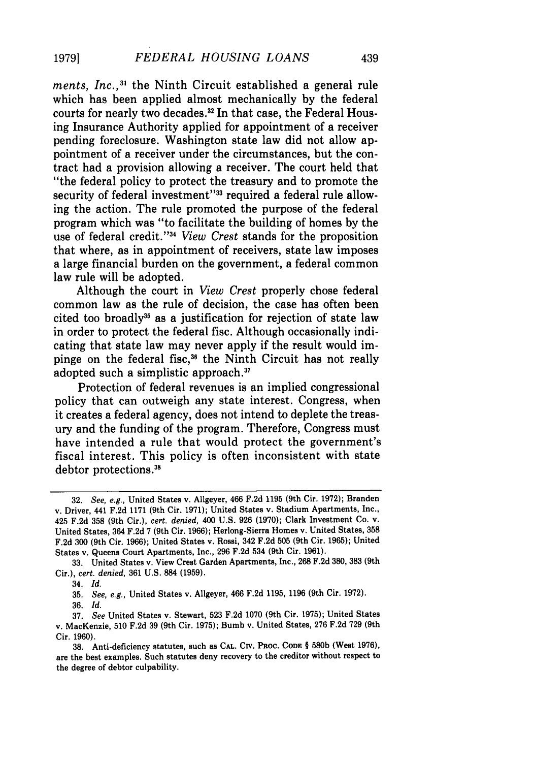*ments, Inc.*,[31] the Ninth Circuit established a general rule which has been applied almost mechanically by the federal courts for nearly two decades.[32] In that case, the Federal Housing Insurance Authority applied for appointment of a receiver pending foreclosure. Washington state law did not allow appointment of a receiver under the circumstances, but the contract had a provision allowing a receiver. The court held that "the federal policy to protect the treasury and to promote the security of federal investment"[33] required a federal rule allowing the action. The rule promoted the purpose of the federal program which was "to facilitate the building of homes by the use of federal credit."[34] *View Crest* stands for the proposition that where, as in appointment of receivers, state law imposes a large financial burden on the government, a federal common law rule will be adopted.

Although the court in *View Crest* properly chose federal common law as the rule of decision, the case has often been cited too broadly[35] as a justification for rejection of state law in order to protect the federal fisc. Although occasionally indicating that state law may never apply if the result would impinge on the federal fisc,[36] the Ninth Circuit has not really adopted such a simplistic approach.[37]

Protection of federal revenues is an implied congressional policy that can outweigh any state interest. Congress, when it creates a federal agency, does not intend to deplete the treasury and the funding of the program. Therefore, Congress must have intended a rule that would protect the government's fiscal interest. This policy is often inconsistent with state debtor protections.[38]

---

32. *See, e.g.*, United States v. Allgeyer, 466 F.2d 1195 (9th Cir. 1972); Branden v. Driver, 441 F.2d 1171 (9th Cir. 1971); United States v. Stadium Apartments, Inc., 425 F.2d 358 (9th Cir.), *cert. denied*, 400 U.S. 926 (1970); Clark Investment Co. v. United States, 364 F.2d 7 (9th Cir. 1966); Herlong-Sierra Homes v. United States, 358 F.2d 300 (9th Cir. 1966); United States v. Rossi, 342 F.2d 505 (9th Cir. 1965); United States v. Queens Court Apartments, Inc., 296 F.2d 534 (9th Cir. 1961).

33. United States v. View Crest Garden Apartments, Inc., 268 F.2d 380, 383 (9th Cir.), *cert. denied*, 361 U.S. 884 (1959).

34. *Id.*

35. *See, e.g.*, United States v. Allgeyer, 466 F.2d 1195, 1196 (9th Cir. 1972).

36. *Id.*

37. *See* United States v. Stewart, 523 F.2d 1070 (9th Cir. 1975); United States v. MacKenzie, 510 F.2d 39 (9th Cir. 1975); Bumb v. United States, 276 F.2d 729 (9th Cir. 1960).

38. Anti-deficiency statutes, such as CAL. CIV. PROC. CODE § 580b (West 1976), are the best examples. Such statutes deny recovery to the creditor without respect to the degree of debtor culpability.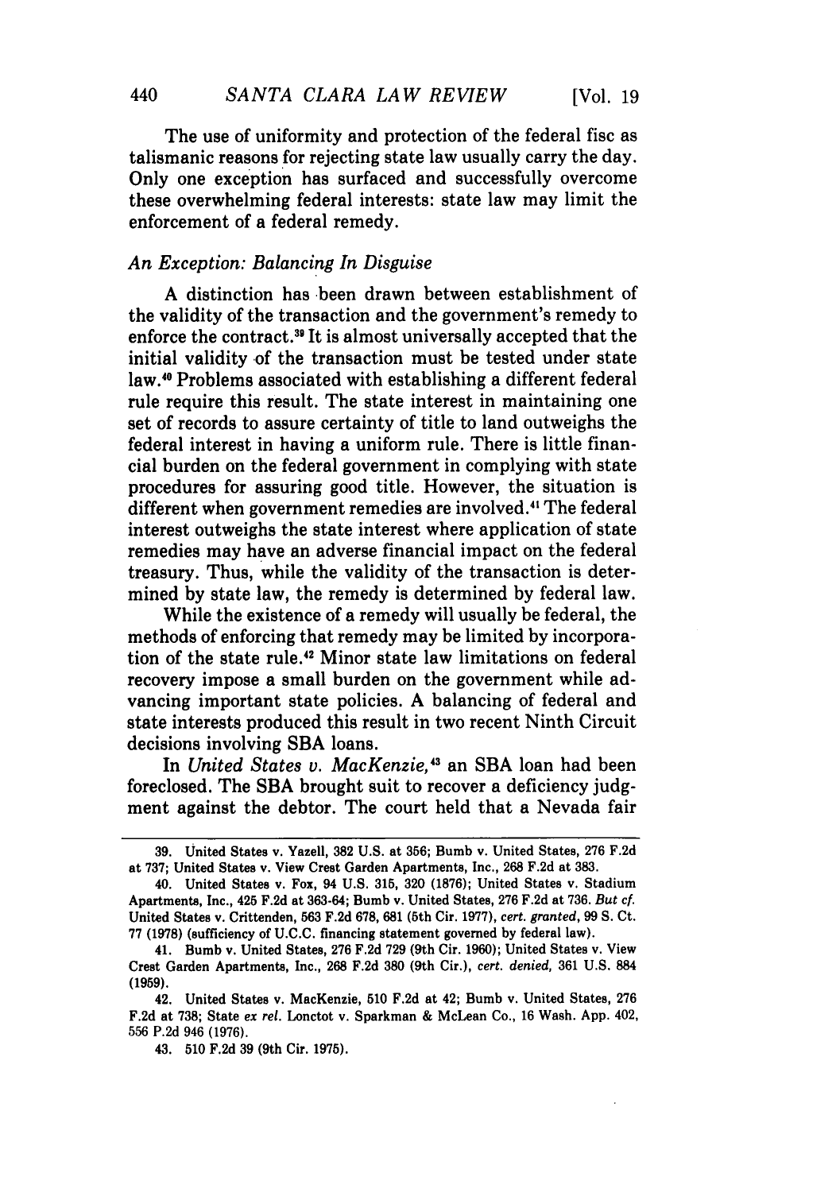The use of uniformity and protection of the federal fisc as talismanic reasons for rejecting state law usually carry the day. Only one exception has surfaced and successfully overcome these overwhelming federal interests: state law may limit the enforcement of a federal remedy.

### *An Exception: Balancing In Disguise*

A distinction has been drawn between establishment of the validity of the transaction and the government's remedy to enforce the contract.[39] It is almost universally accepted that the initial validity of the transaction must be tested under state law.[40] Problems associated with establishing a different federal rule require this result. The state interest in maintaining one set of records to assure certainty of title to land outweighs the federal interest in having a uniform rule. There is little financial burden on the federal government in complying with state procedures for assuring good title. However, the situation is different when government remedies are involved.[41] The federal interest outweighs the state interest where application of state remedies may have an adverse financial impact on the federal treasury. Thus, while the validity of the transaction is determined by state law, the remedy is determined by federal law.

While the existence of a remedy will usually be federal, the methods of enforcing that remedy may be limited by incorporation of the state rule.[42] Minor state law limitations on federal recovery impose a small burden on the government while advancing important state policies. A balancing of federal and state interests produced this result in two recent Ninth Circuit decisions involving SBA loans.

In *United States v. MacKenzie*,[43] an SBA loan had been foreclosed. The SBA brought suit to recover a deficiency judgment against the debtor. The court held that a Nevada fair

---

39. United States v. Yazell, 382 U.S. at 356; Bumb v. United States, 276 F.2d at 737; United States v. View Crest Garden Apartments, Inc., 268 F.2d at 383.

40. United States v. Fox, 94 U.S. 315, 320 (1876); United States v. Stadium Apartments, Inc., 425 F.2d at 363-64; Bumb v. United States, 276 F.2d at 736. *But cf.* United States v. Crittenden, 563 F.2d 678, 681 (5th Cir. 1977), *cert. granted*, 99 S. Ct. 77 (1978) (sufficiency of U.C.C. financing statement governed by federal law).

41. Bumb v. United States, 276 F.2d 729 (9th Cir. 1960); United States v. View Crest Garden Apartments, Inc., 268 F.2d 380 (9th Cir.), *cert. denied*, 361 U.S. 884 (1959).

42. United States v. MacKenzie, 510 F.2d at 42; Bumb v. United States, 276 F.2d at 738; State *ex rel.* Lonctot v. Sparkman & McLean Co., 16 Wash. App. 402, 556 P.2d 946 (1976).

43. 510 F.2d 39 (9th Cir. 1975).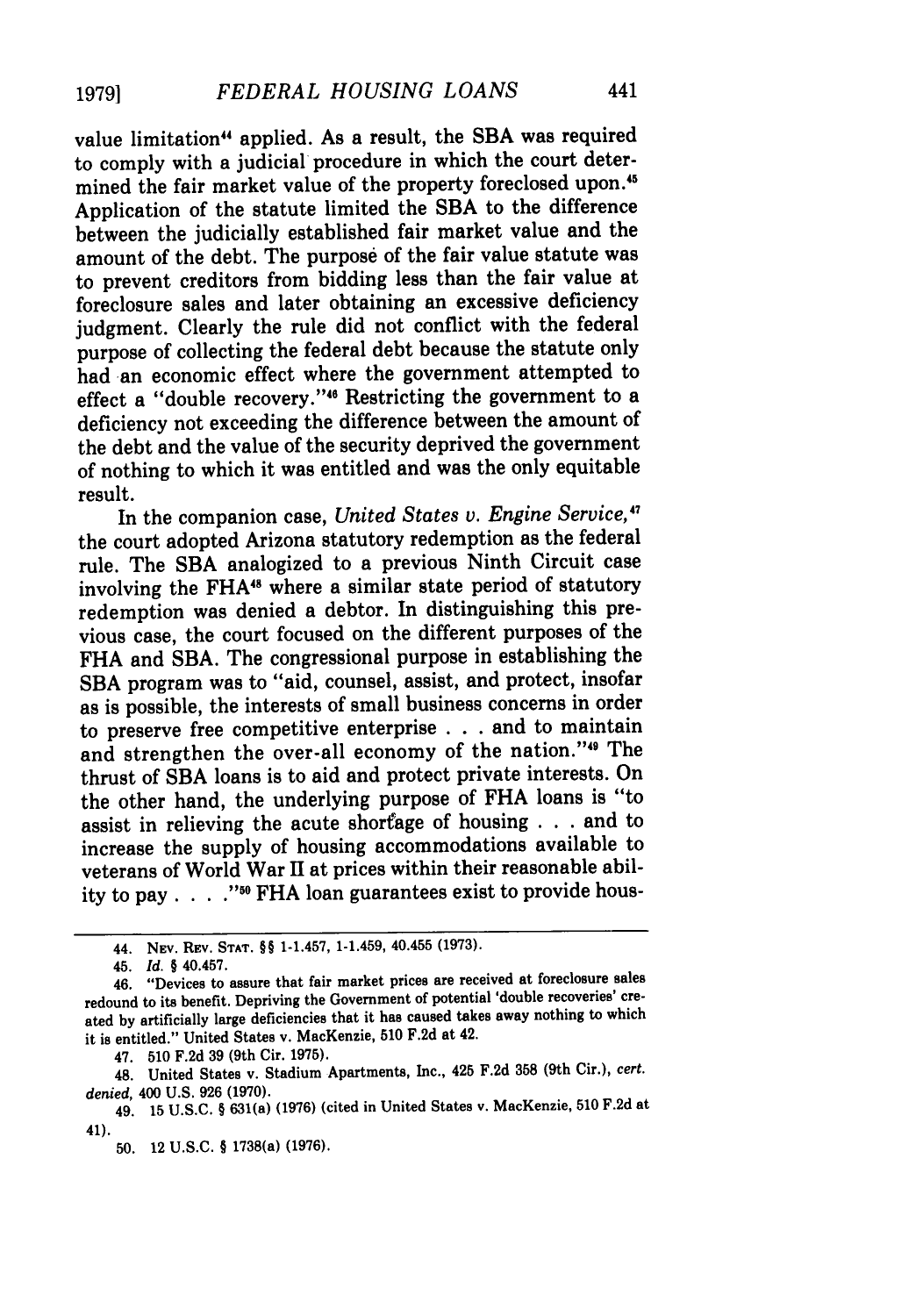value limitation[44] applied. As a result, the SBA was required to comply with a judicial procedure in which the court determined the fair market value of the property foreclosed upon.[45] Application of the statute limited the SBA to the difference between the judicially established fair market value and the amount of the debt. The purpose of the fair value statute was to prevent creditors from bidding less than the fair value at foreclosure sales and later obtaining an excessive deficiency judgment. Clearly the rule did not conflict with the federal purpose of collecting the federal debt because the statute only had an economic effect where the government attempted to effect a "double recovery."[46] Restricting the government to a deficiency not exceeding the difference between the amount of the debt and the value of the security deprived the government of nothing to which it was entitled and was the only equitable result.

In the companion case, *United States v. Engine Service,*[47] the court adopted Arizona statutory redemption as the federal rule. The SBA analogized to a previous Ninth Circuit case involving the FHA[48] where a similar state period of statutory redemption was denied a debtor. In distinguishing this previous case, the court focused on the different purposes of the FHA and SBA. The congressional purpose in establishing the SBA program was to "aid, counsel, assist, and protect, insofar as is possible, the interests of small business concerns in order to preserve free competitive enterprise . . . and to maintain and strengthen the over-all economy of the nation."[49] The thrust of SBA loans is to aid and protect private interests. On the other hand, the underlying purpose of FHA loans is "to assist in relieving the acute shortage of housing . . . and to increase the supply of housing accommodations available to veterans of World War II at prices within their reasonable ability to pay . . . ."[50] FHA loan guarantees exist to provide hous-

---

44. NEV. REV. STAT. §§ 1-1.457, 1-1.459, 40.455 (1973).

45. *Id.* § 40.457.

46. "Devices to assure that fair market prices are received at foreclosure sales redound to its benefit. Depriving the Government of potential 'double recoveries' created by artificially large deficiencies that it has caused takes away nothing to which it is entitled." United States v. MacKenzie, 510 F.2d at 42.

47. 510 F.2d 39 (9th Cir. 1975).

48. United States v. Stadium Apartments, Inc., 425 F.2d 358 (9th Cir.), *cert. denied*, 400 U.S. 926 (1970).

49. 15 U.S.C. § 631(a) (1976) (cited in United States v. MacKenzie, 510 F.2d at 41).

50. 12 U.S.C. § 1738(a) (1976).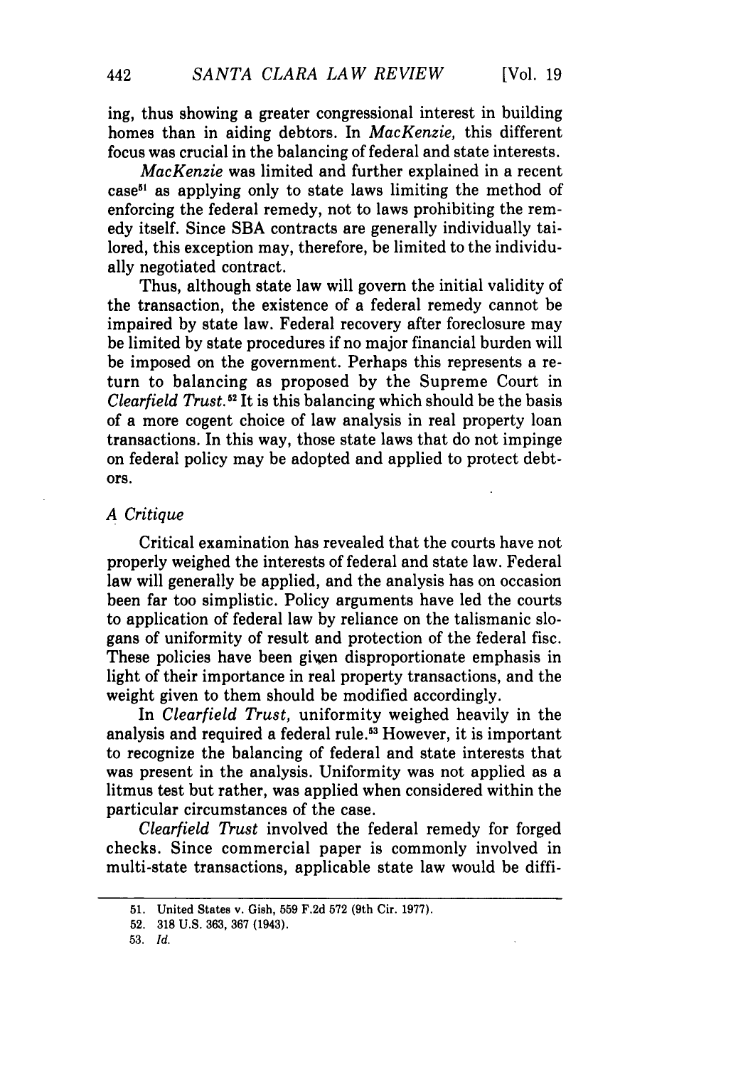ing, thus showing a greater congressional interest in building homes than in aiding debtors. In *MacKenzie*, this different focus was crucial in the balancing of federal and state interests.

*MacKenzie* was limited and further explained in a recent case[51] as applying only to state laws limiting the method of enforcing the federal remedy, not to laws prohibiting the remedy itself. Since SBA contracts are generally individually tailored, this exception may, therefore, be limited to the individually negotiated contract.

Thus, although state law will govern the initial validity of the transaction, the existence of a federal remedy cannot be impaired by state law. Federal recovery after foreclosure may be limited by state procedures if no major financial burden will be imposed on the government. Perhaps this represents a return to balancing as proposed by the Supreme Court in *Clearfield Trust*.[52] It is this balancing which should be the basis of a more cogent choice of law analysis in real property loan transactions. In this way, those state laws that do not impinge on federal policy may be adopted and applied to protect debtors.

### *A Critique*

Critical examination has revealed that the courts have not properly weighed the interests of federal and state law. Federal law will generally be applied, and the analysis has on occasion been far too simplistic. Policy arguments have led the courts to application of federal law by reliance on the talismanic slogans of uniformity of result and protection of the federal fisc. These policies have been given disproportionate emphasis in light of their importance in real property transactions, and the weight given to them should be modified accordingly.

In *Clearfield Trust*, uniformity weighed heavily in the analysis and required a federal rule.[53] However, it is important to recognize the balancing of federal and state interests that was present in the analysis. Uniformity was not applied as a litmus test but rather, was applied when considered within the particular circumstances of the case.

*Clearfield Trust* involved the federal remedy for forged checks. Since commercial paper is commonly involved in multi-state transactions, applicable state law would be diffi-

---

51. United States v. Gish, 559 F.2d 572 (9th Cir. 1977).

52. 318 U.S. 363, 367 (1943).

53. *Id.*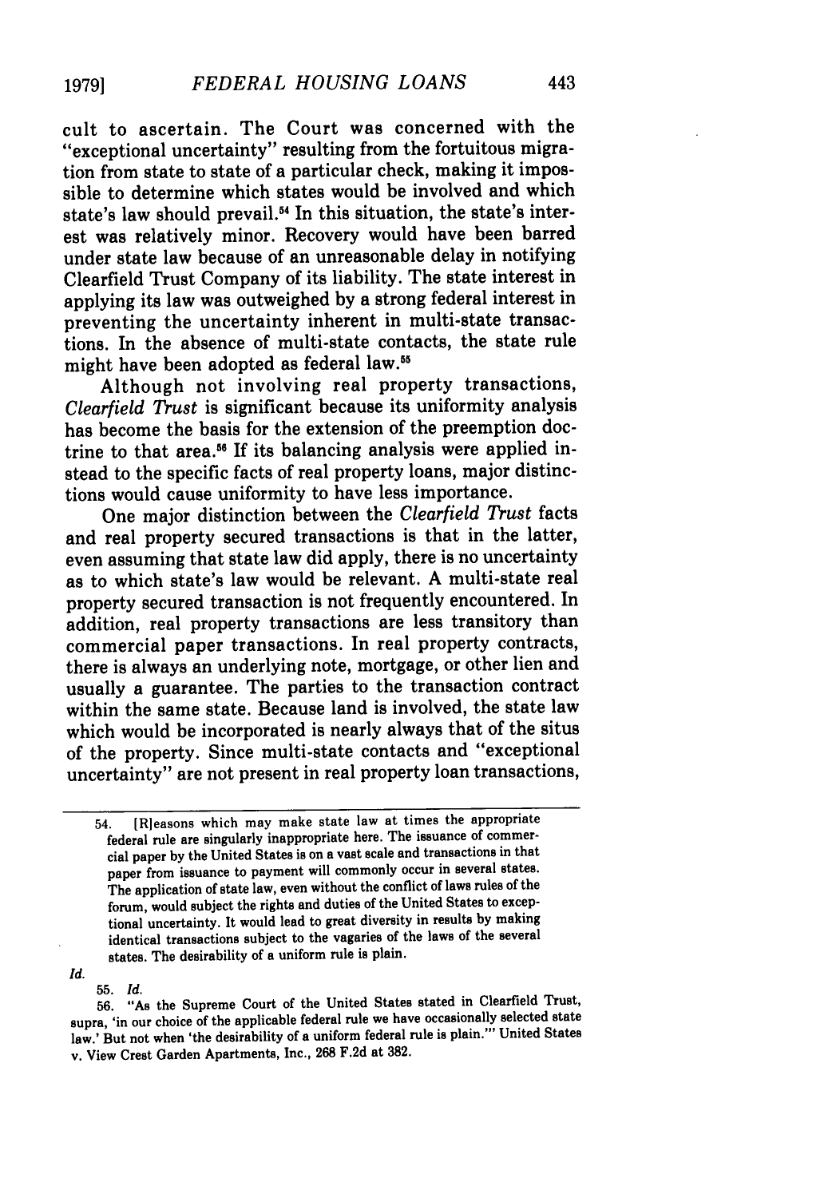cult to ascertain. The Court was concerned with the "exceptional uncertainty" resulting from the fortuitous migration from state to state of a particular check, making it impossible to determine which states would be involved and which state's law should prevail.[54] In this situation, the state's interest was relatively minor. Recovery would have been barred under state law because of an unreasonable delay in notifying Clearfield Trust Company of its liability. The state interest in applying its law was outweighed by a strong federal interest in preventing the uncertainty inherent in multi-state transactions. In the absence of multi-state contacts, the state rule might have been adopted as federal law.[55]

Although not involving real property transactions, *Clearfield Trust* is significant because its uniformity analysis has become the basis for the extension of the preemption doctrine to that area.[56] If its balancing analysis were applied instead to the specific facts of real property loans, major distinctions would cause uniformity to have less importance.

One major distinction between the *Clearfield Trust* facts and real property secured transactions is that in the latter, even assuming that state law did apply, there is no uncertainty as to which state's law would be relevant. A multi-state real property secured transaction is not frequently encountered. In addition, real property transactions are less transitory than commercial paper transactions. In real property contracts, there is always an underlying note, mortgage, or other lien and usually a guarantee. The parties to the transaction contract within the same state. Because land is involved, the state law which would be incorporated is nearly always that of the situs of the property. Since multi-state contacts and "exceptional uncertainty" are not present in real property loan transactions,

---

54. [R]easons which may make state law at times the appropriate federal rule are singularly inappropriate here. The issuance of commercial paper by the United States is on a vast scale and transactions in that paper from issuance to payment will commonly occur in several states. The application of state law, even without the conflict of laws rules of the forum, would subject the rights and duties of the United States to exceptional uncertainty. It would lead to great diversity in results by making identical transactions subject to the vagaries of the laws of the several states. The desirability of a uniform rule is plain.

*Id.*

55. *Id.*

56. "As the Supreme Court of the United States stated in Clearfield Trust, supra, 'in our choice of the applicable federal rule we have occasionally selected state law.' But not when 'the desirability of a uniform federal rule is plain.'" United States v. View Crest Garden Apartments, Inc., 268 F.2d at 382.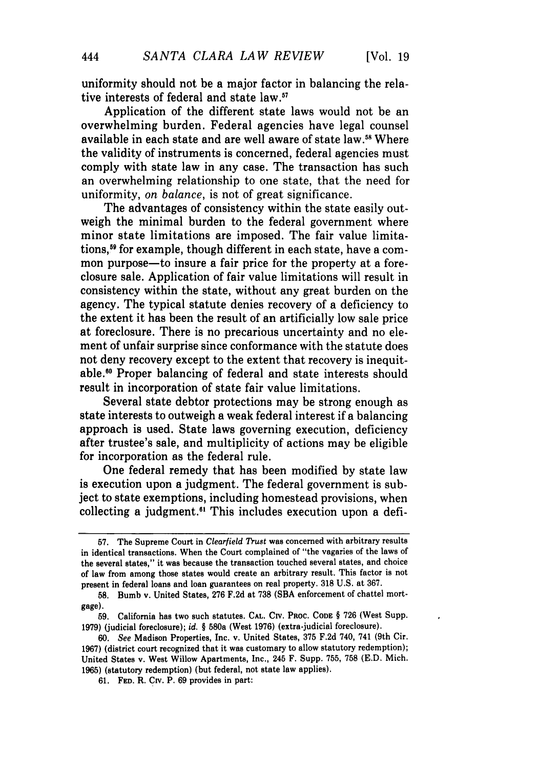uniformity should not be a major factor in balancing the relative interests of federal and state law.[57]

Application of the different state laws would not be an overwhelming burden. Federal agencies have legal counsel available in each state and are well aware of state law.[58] Where the validity of instruments is concerned, federal agencies must comply with state law in any case. The transaction has such an overwhelming relationship to one state, that the need for uniformity, *on balance*, is not of great significance.

The advantages of consistency within the state easily outweigh the minimal burden to the federal government where minor state limitations are imposed. The fair value limitations,[59] for example, though different in each state, have a common purpose—to insure a fair price for the property at a foreclosure sale. Application of fair value limitations will result in consistency within the state, without any great burden on the agency. The typical statute denies recovery of a deficiency to the extent it has been the result of an artificially low sale price at foreclosure. There is no precarious uncertainty and no element of unfair surprise since conformance with the statute does not deny recovery except to the extent that recovery is inequitable.[60] Proper balancing of federal and state interests should result in incorporation of state fair value limitations.

Several state debtor protections may be strong enough as state interests to outweigh a weak federal interest if a balancing approach is used. State laws governing execution, deficiency after trustee's sale, and multiplicity of actions may be eligible for incorporation as the federal rule.

One federal remedy that has been modified by state law is execution upon a judgment. The federal government is subject to state exemptions, including homestead provisions, when collecting a judgment.[61] This includes execution upon a defi-

---

57. The Supreme Court in *Clearfield Trust* was concerned with arbitrary results in identical transactions. When the Court complained of "the vagaries of the laws of the several states," it was because the transaction touched several states, and choice of law from among those states would create an arbitrary result. This factor is not present in federal loans and loan guarantees on real property. 318 U.S. at 367.

58. Bumb v. United States, 276 F.2d at 738 (SBA enforcement of chattel mortgage).

59. California has two such statutes. CAL. CIV. PROC. CODE § 726 (West Supp. 1979) (judicial foreclosure); *id.* § 580a (West 1976) (extra-judicial foreclosure).

60. *See* Madison Properties, Inc. v. United States, 375 F.2d 740, 741 (9th Cir. 1967) (district court recognized that it was customary to allow statutory redemption); United States v. West Willow Apartments, Inc., 245 F. Supp. 755, 758 (E.D. Mich. 1965) (statutory redemption) (but federal, not state law applies).

61. FED. R. CIV. P. 69 provides in part: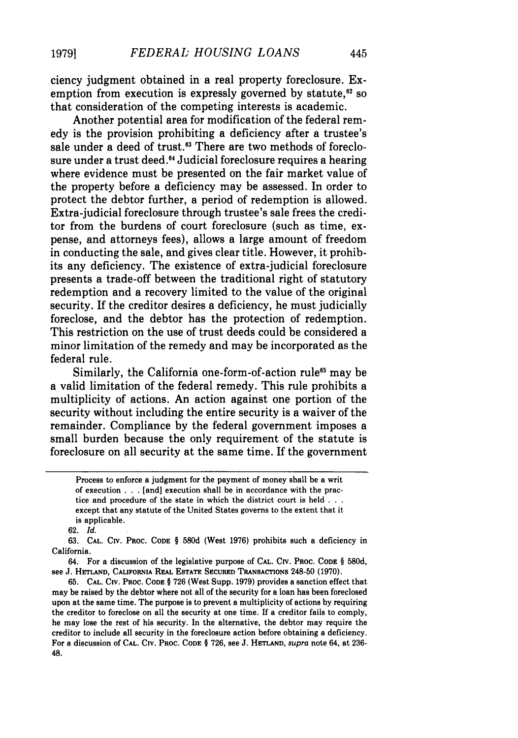ciency judgment obtained in a real property foreclosure. Exemption from execution is expressly governed by statute,[62] so that consideration of the competing interests is academic.

Another potential area for modification of the federal remedy is the provision prohibiting a deficiency after a trustee's sale under a deed of trust.[63] There are two methods of foreclosure under a trust deed.[64] Judicial foreclosure requires a hearing where evidence must be presented on the fair market value of the property before a deficiency may be assessed. In order to protect the debtor further, a period of redemption is allowed. Extra-judicial foreclosure through trustee's sale frees the creditor from the burdens of court foreclosure (such as time, expense, and attorneys fees), allows a large amount of freedom in conducting the sale, and gives clear title. However, it prohibits any deficiency. The existence of extra-judicial foreclosure presents a trade-off between the traditional right of statutory redemption and a recovery limited to the value of the original security. If the creditor desires a deficiency, he must judicially foreclose, and the debtor has the protection of redemption. This restriction on the use of trust deeds could be considered a minor limitation of the remedy and may be incorporated as the federal rule.

Similarly, the California one-form-of-action rule[65] may be a valid limitation of the federal remedy. This rule prohibits a multiplicity of actions. An action against one portion of the security without including the entire security is a waiver of the remainder. Compliance by the federal government imposes a small burden because the only requirement of the statute is foreclosure on all security at the same time. If the government

---

> Process to enforce a judgment for the payment of money shall be a writ of execution . . . [and] execution shall be in accordance with the practice and procedure of the state in which the district court is held . . . except that any statute of the United States governs to the extent that it is applicable.

62. *Id.*

63. CAL. CIV. PROC. CODE § 580d (West 1976) prohibits such a deficiency in California.

64. For a discussion of the legislative purpose of CAL. CIV. PROC. CODE § 580d, see J. HETLAND, CALIFORNIA REAL ESTATE SECURED TRANSACTIONS 248-50 (1970).

65. CAL. CIV. PROC. CODE § 726 (West Supp. 1979) provides a sanction effect that may be raised by the debtor where not all of the security for a loan has been foreclosed upon at the same time. The purpose is to prevent a multiplicity of actions by requiring the creditor to foreclose on all the security at one time. If a creditor fails to comply, he may lose the rest of his security. In the alternative, the debtor may require the creditor to include all security in the foreclosure action before obtaining a deficiency. For a discussion of CAL. CIV. PROC. CODE § 726, see J. HETLAND, *supra* note 64, at 236-48.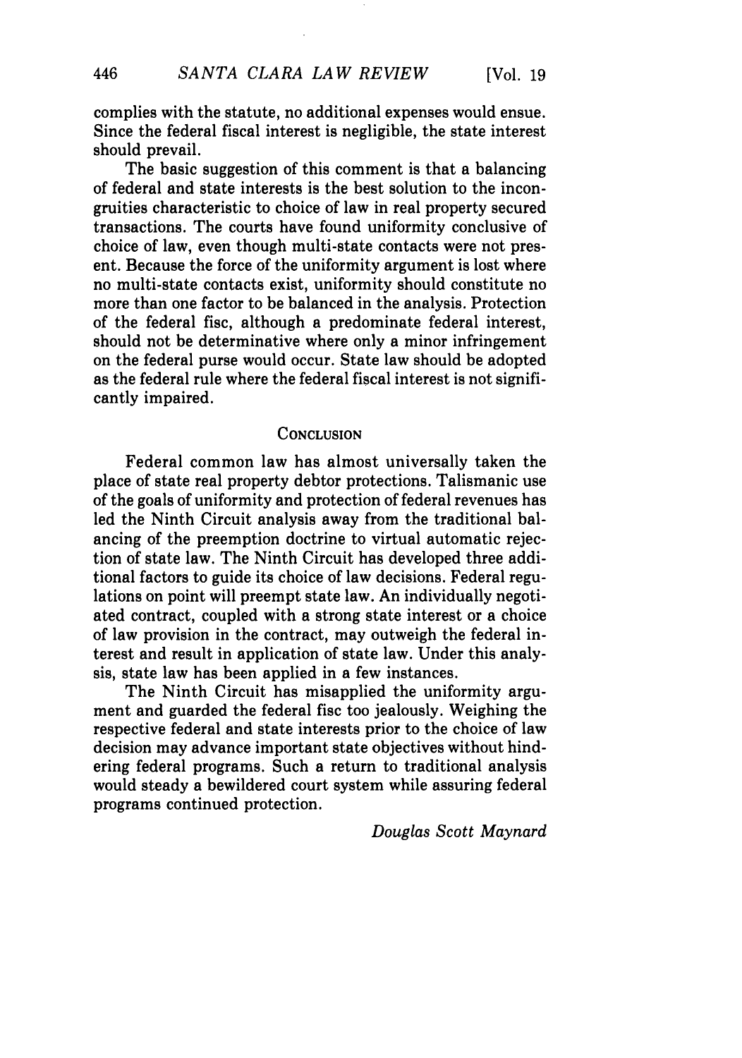complies with the statute, no additional expenses would ensue. Since the federal fiscal interest is negligible, the state interest should prevail.

The basic suggestion of this comment is that a balancing of federal and state interests is the best solution to the incongruities characteristic to choice of law in real property secured transactions. The courts have found uniformity conclusive of choice of law, even though multi-state contacts were not present. Because the force of the uniformity argument is lost where no multi-state contacts exist, uniformity should constitute no more than one factor to be balanced in the analysis. Protection of the federal fisc, although a predominate federal interest, should not be determinative where only a minor infringement on the federal purse would occur. State law should be adopted as the federal rule where the federal fiscal interest is not significantly impaired.

## CONCLUSION

Federal common law has almost universally taken the place of state real property debtor protections. Talismanic use of the goals of uniformity and protection of federal revenues has led the Ninth Circuit analysis away from the traditional balancing of the preemption doctrine to virtual automatic rejection of state law. The Ninth Circuit has developed three additional factors to guide its choice of law decisions. Federal regulations on point will preempt state law. An individually negotiated contract, coupled with a strong state interest or a choice of law provision in the contract, may outweigh the federal interest and result in application of state law. Under this analysis, state law has been applied in a few instances.

The Ninth Circuit has misapplied the uniformity argument and guarded the federal fisc too jealously. Weighing the respective federal and state interests prior to the choice of law decision may advance important state objectives without hindering federal programs. Such a return to traditional analysis would steady a bewildered court system while assuring federal programs continued protection.

*Douglas Scott Maynard*